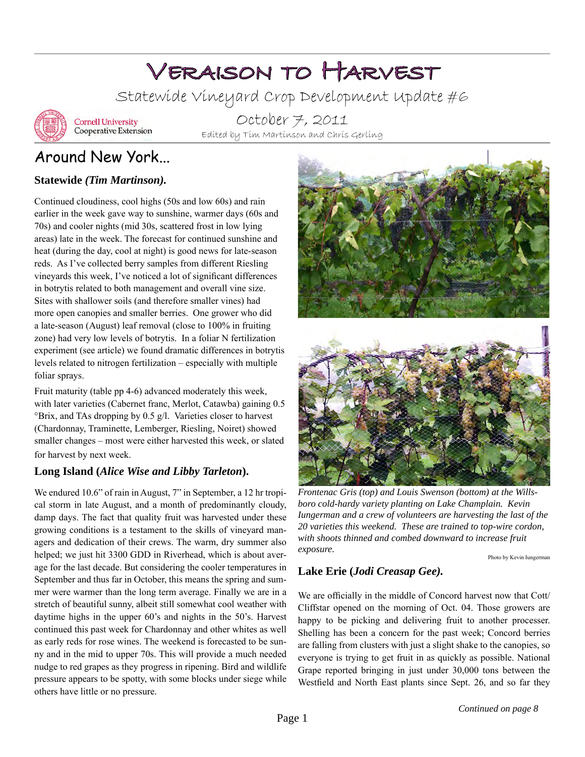# Veraison to Harvest

Statewide Vineyard Crop Development Update #6

Cornell University Cooperative Extension

October 7, 2011

Edited by Tim Martinson and Chris Gerling

## Around New York...

### Statewide *(Tim Martinson).*

Continued cloudiness, cool highs (50s and low 60s) and rain earlier in the week gave way to sunshine, warmer days (60s and 70s) and cooler nights (mid 30s, scattered frost in low lying areas) late in the week. The forecast for continued sunshine and heat (during the day, cool at night) is good news for late-season reds. As I've collected berry samples from different Riesling vineyards this week, I've noticed a lot of significant differences in botrytis related to both management and overall vine size. Sites with shallower soils (and therefore smaller vines) had more open canopies and smaller berries. One grower who did a late-season (August) leaf removal (close to 100% in fruiting zone) had very low levels of botrytis. In a foliar N fertilization experiment (see article) we found dramatic differences in botrytis levels related to nitrogen fertilization – especially with multiple foliar sprays.

Fruit maturity (table pp 4-6) advanced moderately this week, with later varieties (Cabernet franc, Merlot, Catawba) gaining 0.5 °Brix, and TAs dropping by 0.5 g/l. Varieties closer to harvest (Chardonnay, Traminette, Lemberger, Riesling, Noiret) showed smaller changes – most were either harvested this week, or slated for harvest by next week.

### Long Island (*Alice Wise and Libby Tarleton*).

We endured 10.6" of rain in August, 7" in September, a 12 hr tropical storm in late August, and a month of predominantly cloudy, damp days. The fact that quality fruit was harvested under these growing conditions is a testament to the skills of vineyard managers and dedication of their crews. The warm, dry summer also helped; we just hit 3300 GDD in Riverhead, which is about average for the last decade. But considering the cooler temperatures in September and thus far in October, this means the spring and summer were warmer than the long term average. Finally we are in a stretch of beautiful sunny, albeit still somewhat cool weather with daytime highs in the upper 60's and nights in the 50's. Harvest continued this past week for Chardonnay and other whites as well as early reds for rose wines. The weekend is forecasted to be sunny and in the mid to upper 70s. This will provide a much needed nudge to red grapes as they progress in ripening. Bird and wildlife pressure appears to be spotty, with some blocks under siege while others have little or no pressure.

*Frontenac Gris (top) and Louis Swenson (bottom) at the Willsboro cold-hardy variety planting on Lake Champlain. Kevin Iungerman and a crew of volunteers are harvesting the last of the 20 varieties this weekend. These are trained to top-wire cordon, with shoots thinned and combed downward to increase fruit exposure.*

Photo by Kevin Iungerman

### Lake Erie (*Jodi Creasap Gee).*

We are officially in the middle of Concord harvest now that Cott/Cliffstar opened on the morning of Oct. 04. Those growers are happy to be picking and delivering fruit to another processer. Shelling has been a concern for the past week; Concord berries are falling from clusters with just a slight shake to the canopies, so everyone is trying to get fruit in as quickly as possible. National Grape reported bringing in just under 30,000 tons between the Westfield and North East plants since Sept. 26, and so far they

*Continued on page 8*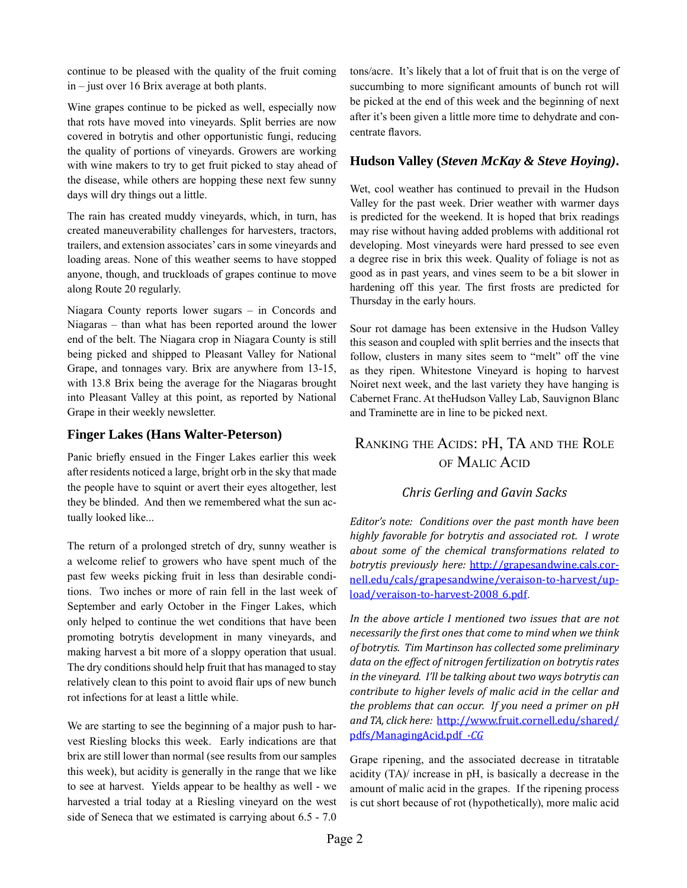continue to be pleased with the quality of the fruit coming in – just over 16 Brix average at both plants.

Wine grapes continue to be picked as well, especially now that rots have moved into vineyards. Split berries are now covered in botrytis and other opportunistic fungi, reducing the quality of portions of vineyards. Growers are working with wine makers to try to get fruit picked to stay ahead of the disease, while others are hopping these next few sunny days will dry things out a little.

The rain has created muddy vineyards, which, in turn, has created maneuverability challenges for harvesters, tractors, trailers, and extension associates' cars in some vineyards and loading areas. None of this weather seems to have stopped anyone, though, and truckloads of grapes continue to move along Route 20 regularly.

Niagara County reports lower sugars – in Concords and Niagaras – than what has been reported around the lower end of the belt. The Niagara crop in Niagara County is still being picked and shipped to Pleasant Valley for National Grape, and tonnages vary. Brix are anywhere from 13-15, with 13.8 Brix being the average for the Niagaras brought into Pleasant Valley at this point, as reported by National Grape in their weekly newsletter.

### Finger Lakes (Hans Walter-Peterson)

Panic briefly ensued in the Finger Lakes earlier this week after residents noticed a large, bright orb in the sky that made the people have to squint or avert their eyes altogether, lest they be blinded. And then we remembered what the sun actually looked like...

The return of a prolonged stretch of dry, sunny weather is a welcome relief to growers who have spent much of the past few weeks picking fruit in less than desirable conditions. Two inches or more of rain fell in the last week of September and early October in the Finger Lakes, which only helped to continue the wet conditions that have been promoting botrytis development in many vineyards, and making harvest a bit more of a sloppy operation that usual. The dry conditions should help fruit that has managed to stay relatively clean to this point to avoid flair ups of new bunch rot infections for at least a little while.

We are starting to see the beginning of a major push to harvest Riesling blocks this week. Early indications are that brix are still lower than normal (see results from our samples this week), but acidity is generally in the range that we like to see at harvest. Yields appear to be healthy as well - we harvested a trial today at a Riesling vineyard on the west side of Seneca that we estimated is carrying about 6.5 - 7.0 tons/acre. It's likely that a lot of fruit that is on the verge of succumbing to more significant amounts of bunch rot will be picked at the end of this week and the beginning of next after it's been given a little more time to dehydrate and concentrate flavors.

### Hudson Valley (*Steven McKay & Steve Hoying*).

Wet, cool weather has continued to prevail in the Hudson Valley for the past week. Drier weather with warmer days is predicted for the weekend. It is hoped that brix readings may rise without having added problems with additional rot developing. Most vineyards were hard pressed to see even a degree rise in brix this week. Quality of foliage is not as good as in past years, and vines seem to be a bit slower in hardening off this year. The first frosts are predicted for Thursday in the early hours.

Sour rot damage has been extensive in the Hudson Valley this season and coupled with split berries and the insects that follow, clusters in many sites seem to "melt" off the vine as they ripen. Whitestone Vineyard is hoping to harvest Noiret next week, and the last variety they have hanging is Cabernet Franc. At theHudson Valley Lab, Sauvignon Blanc and Traminette are in line to be picked next.

## Ranking the Acids: pH, TA and the Role of Malic Acid

*Chris Gerling and Gavin Sacks*

*Editor's note: Conditions over the past month have been highly favorable for botrytis and associated rot. I wrote about some of the chemical transformations related to botrytis previously here:* http://grapesandwine.cals.cornell.edu/cals/grapesandwine/veraison-to-harvest/upload/veraison-to-harvest-2008_6.pdf.

*In the above article I mentioned two issues that are not necessarily the first ones that come to mind when we think of botrytis. Tim Martinson has collected some preliminary data on the effect of nitrogen fertilization on botrytis rates in the vineyard. I'll be talking about two ways botrytis can contribute to higher levels of malic acid in the cellar and the problems that can occur. If you need a primer on pH and TA, click here:* http://www.fruit.cornell.edu/shared/pdfs/ManagingAcid.pdf *-CG*

Grape ripening, and the associated decrease in titratable acidity (TA)/ increase in pH, is basically a decrease in the amount of malic acid in the grapes. If the ripening process is cut short because of rot (hypothetically), more malic acid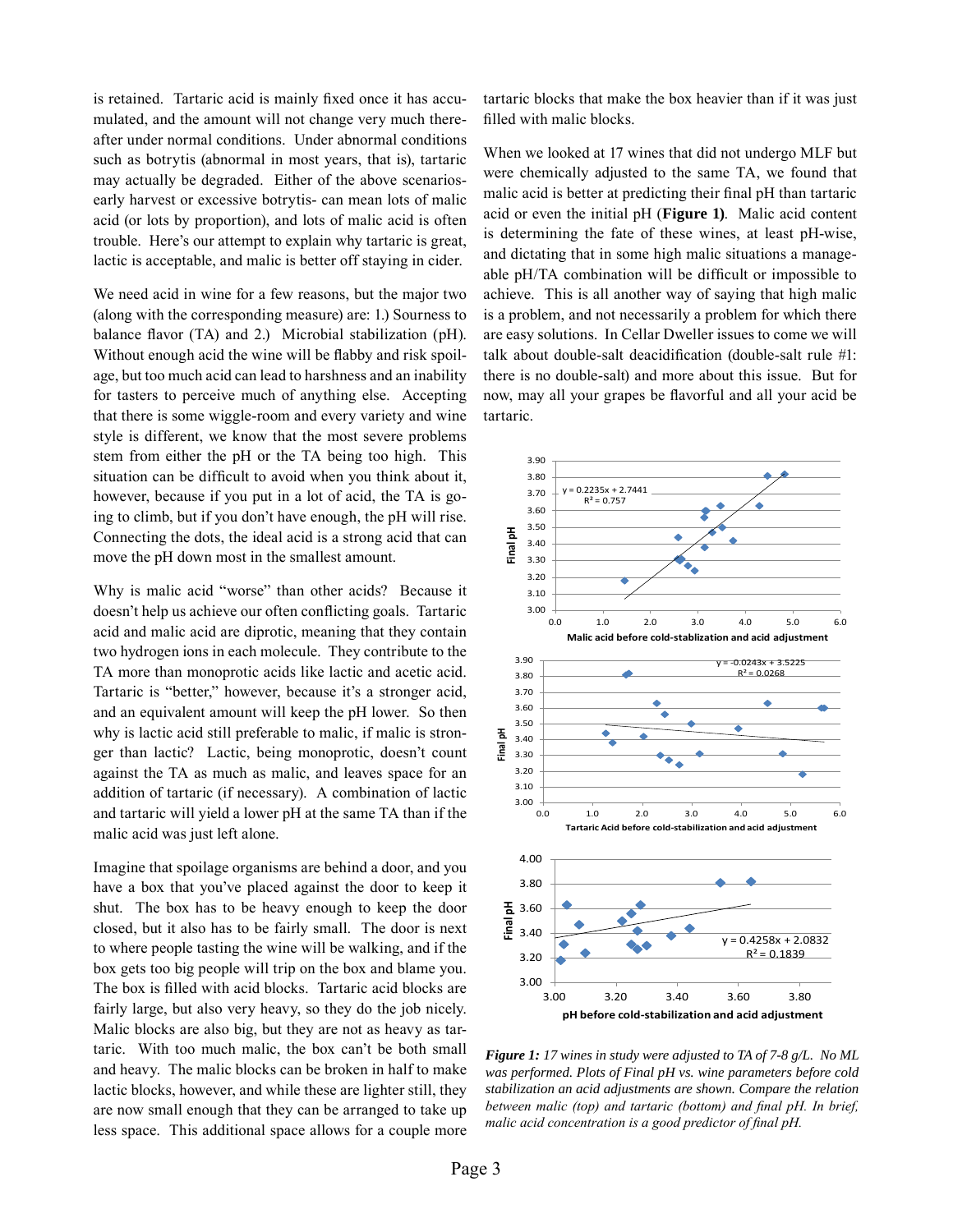is retained. Tartaric acid is mainly fixed once it has accumulated, and the amount will not change very much thereafter under normal conditions. Under abnormal conditions such as botrytis (abnormal in most years, that is), tartaric may actually be degraded. Either of the above scenarios- early harvest or excessive botrytis- can mean lots of malic acid (or lots by proportion), and lots of malic acid is often trouble. Here's our attempt to explain why tartaric is great, lactic is acceptable, and malic is better off staying in cider.

We need acid in wine for a few reasons, but the major two (along with the corresponding measure) are: 1.) Sourness to balance flavor (TA) and 2.) Microbial stabilization (pH). Without enough acid the wine will be flabby and risk spoilage, but too much acid can lead to harshness and an inability for tasters to perceive much of anything else. Accepting that there is some wiggle-room and every variety and wine style is different, we know that the most severe problems stem from either the pH or the TA being too high. This situation can be difficult to avoid when you think about it, however, because if you put in a lot of acid, the TA is going to climb, but if you don't have enough, the pH will rise. Connecting the dots, the ideal acid is a strong acid that can move the pH down most in the smallest amount.

Why is malic acid "worse" than other acids? Because it doesn't help us achieve our often conflicting goals. Tartaric acid and malic acid are diprotic, meaning that they contain two hydrogen ions in each molecule. They contribute to the TA more than monoprotic acids like lactic and acetic acid. Tartaric is "better," however, because it's a stronger acid, and an equivalent amount will keep the pH lower. So then why is lactic acid still preferable to malic, if malic is stronger than lactic? Lactic, being monoprotic, doesn't count against the TA as much as malic, and leaves space for an addition of tartaric (if necessary). A combination of lactic and tartaric will yield a lower pH at the same TA than if the malic acid was just left alone.

Imagine that spoilage organisms are behind a door, and you have a box that you've placed against the door to keep it shut. The box has to be heavy enough to keep the door closed, but it also has to be fairly small. The door is next to where people tasting the wine will be walking, and if the box gets too big people will trip on the box and blame you. The box is filled with acid blocks. Tartaric acid blocks are fairly large, but also very heavy, so they do the job nicely. Malic blocks are also big, but they are not as heavy as tartaric. With too much malic, the box can't be both small and heavy. The malic blocks can be broken in half to make lactic blocks, however, and while these are lighter still, they are now small enough that they can be arranged to take up less space. This additional space allows for a couple more tartaric blocks that make the box heavier than if it was just filled with malic blocks.

When we looked at 17 wines that did not undergo MLF but were chemically adjusted to the same TA, we found that malic acid is better at predicting their final pH than tartaric acid or even the initial pH (**Figure 1)**. Malic acid content is determining the fate of these wines, at least pH-wise, and dictating that in some high malic situations a manageable pH/TA combination will be difficult or impossible to achieve. This is all another way of saying that high malic is a problem, and not necessarily a problem for which there are easy solutions. In Cellar Dweller issues to come we will talk about double-salt deacidification (double-salt rule #1: there is no double-salt) and more about this issue. But for now, may all your grapes be flavorful and all your acid be tartaric.

*Figure 1: 17 wines in study were adjusted to TA of 7-8 g/L. No ML was performed. Plots of Final pH vs. wine parameters before cold stabilization an acid adjustments are shown. Compare the relation between malic (top) and tartaric (bottom) and final pH. In brief, malic acid concentration is a good predictor of final pH.*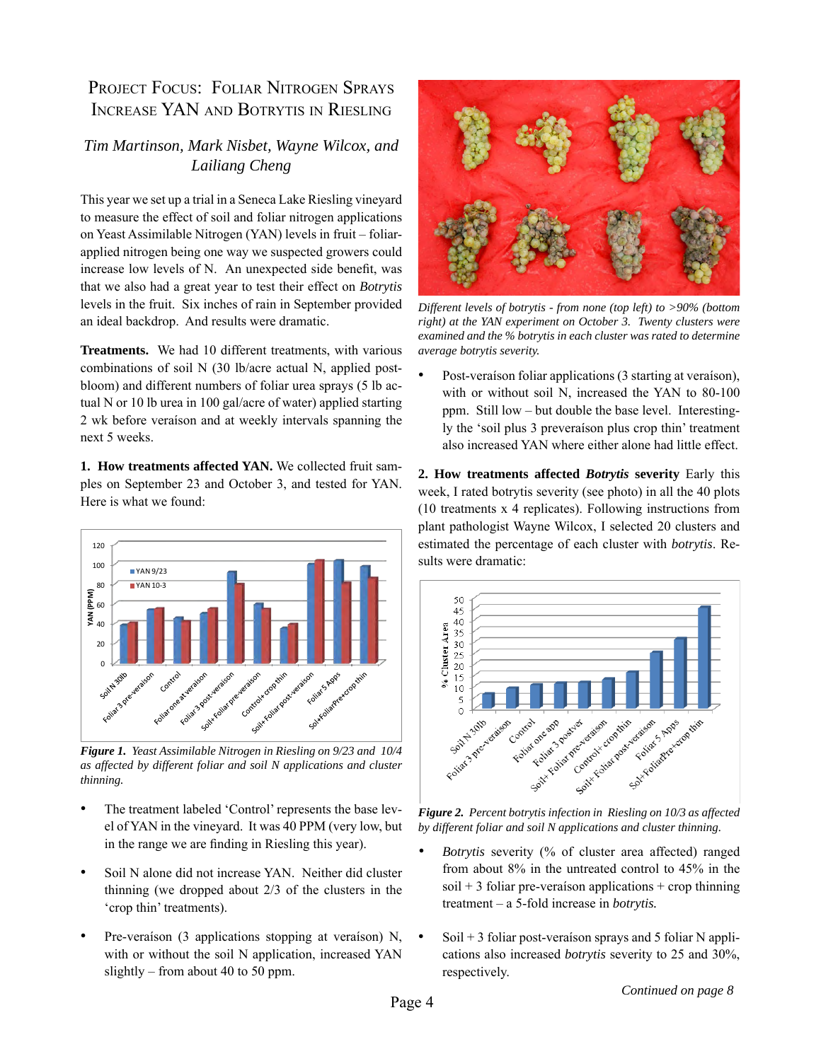# Project Focus: Foliar Nitrogen Sprays Increase YAN and Botrytis in Riesling

*Tim Martinson, Mark Nisbet, Wayne Wilcox, and Lailiang Cheng*

This year we set up a trial in a Seneca Lake Riesling vineyard to measure the effect of soil and foliar nitrogen applications on Yeast Assimilable Nitrogen (YAN) levels in fruit – foliar-applied nitrogen being one way we suspected growers could increase low levels of N. An unexpected side benefit, was that we also had a great year to test their effect on *Botrytis* levels in the fruit. Six inches of rain in September provided an ideal backdrop. And results were dramatic.

**Treatments.** We had 10 different treatments, with various combinations of soil N (30 lb/acre actual N, applied post-bloom) and different numbers of foliar urea sprays (5 lb actual N or 10 lb urea in 100 gal/acre of water) applied starting 2 wk before veraison and at weekly intervals spanning the next 5 weeks.

**1. How treatments affected YAN.** We collected fruit samples on September 23 and October 3, and tested for YAN. Here is what we found:

*Figure 1. Yeast Assimilable Nitrogen in Riesling on 9/23 and 10/4 as affected by different foliar and soil N applications and cluster thinning.*

- The treatment labeled 'Control' represents the base level of YAN in the vineyard. It was 40 PPM (very low, but in the range we are finding in Riesling this year).
- Soil N alone did not increase YAN. Neither did cluster thinning (we dropped about 2/3 of the clusters in the 'crop thin' treatments).
- Pre-veraison (3 applications stopping at veraison) N, with or without the soil N application, increased YAN slightly – from about 40 to 50 ppm.

*Different levels of botrytis - from none (top left) to >90% (bottom right) at the YAN experiment on October 3. Twenty clusters were examined and the % botrytis in each cluster was rated to determine average botrytis severity.*

- Post-veraison foliar applications (3 starting at veraison), with or without soil N, increased the YAN to 80-100 ppm. Still low – but double the base level. Interestingly the 'soil plus 3 preveraison plus crop thin' treatment also increased YAN where either alone had little effect.

**2. How treatments affected *Botrytis* severity** Early this week, I rated botrytis severity (see photo) in all the 40 plots (10 treatments x 4 replicates). Following instructions from plant pathologist Wayne Wilcox, I selected 20 clusters and estimated the percentage of each cluster with *botrytis*. Results were dramatic:

*Figure 2. Percent botrytis infection in Riesling on 10/3 as affected by different foliar and soil N applications and cluster thinning.*

- *Botrytis* severity (% of cluster area affected) ranged from about 8% in the untreated control to 45% in the soil + 3 foliar pre-veraison applications + crop thinning treatment – a 5-fold increase in *botrytis.*
- Soil + 3 foliar post-veraison sprays and 5 foliar N applications also increased *botrytis* severity to 25 and 30%, respectively.

*Continued on page 8*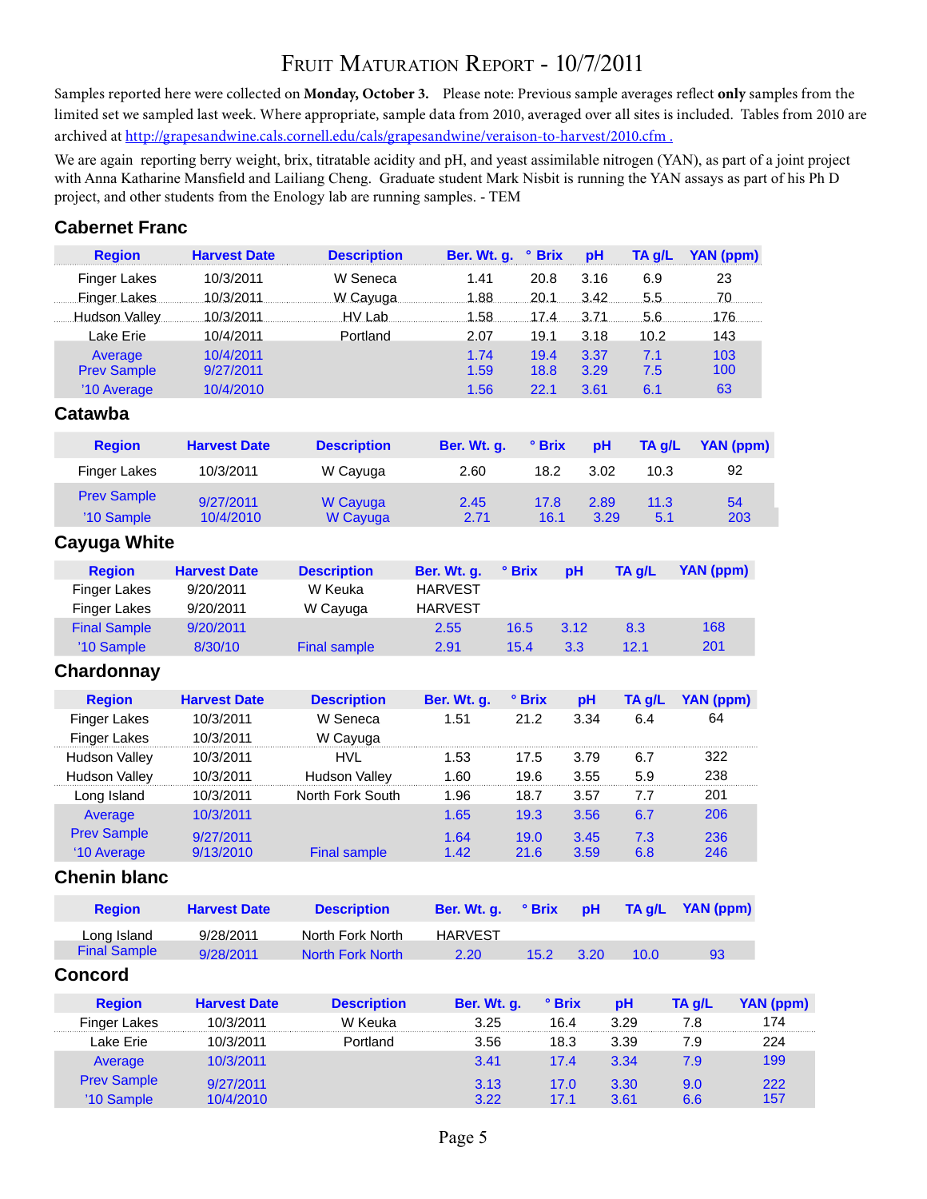# Fruit Maturation Report - 10/7/2011

Samples reported here were collected on **Monday, October 3.** Please note: Previous sample averages reflect **only** samples from the limited set we sampled last week. Where appropriate, sample data from 2010, averaged over all sites is included. Tables from 2010 are archived at http://grapesandwine.cals.cornell.edu/cals/grapesandwine/veraison-to-harvest/2010.cfm .

We are again reporting berry weight, brix, titratable acidity and pH, and yeast assimilable nitrogen (YAN), as part of a joint project with Anna Katharine Mansfield and Lailiang Cheng. Graduate student Mark Nisbit is running the YAN assays as part of his Ph D project, and other students from the Enology lab are running samples. - TEM

## Cabernet Franc

| Region | Harvest Date | Description | Ber. Wt. g. | ° Brix | pH | TA g/L | YAN (ppm) |
|---|---|---|---|---|---|---|---|
| Finger Lakes | 10/3/2011 | W Seneca | 1.41 | 20.8 | 3.16 | 6.9 | 23 |
| Finger Lakes | 10/3/2011 | W Cayuga | 1.88 | 20.1 | 3.42 | 5.5 | 70 |
| Hudson Valley | 10/3/2011 | HV Lab | 1.58 | 17.4 | 3.71 | 5.6 | 176 |
| Lake Erie | 10/4/2011 | Portland | 2.07 | 19.1 | 3.18 | 10.2 | 143 |
| Average | 10/4/2011 | | 1.74 | 19.4 | 3.37 | 7.1 | 103 |
| Prev Sample | 9/27/2011 | | 1.59 | 18.8 | 3.29 | 7.5 | 100 |
| '10 Average | 10/4/2010 | | 1.56 | 22.1 | 3.61 | 6.1 | 63 |

## Catawba

| Region | Harvest Date | Description | Ber. Wt. g. | ° Brix | pH | TA g/L | YAN (ppm) |
|---|---|---|---|---|---|---|---|
| Finger Lakes | 10/3/2011 | W Cayuga | 2.60 | 18.2 | 3.02 | 10.3 | 92 |
| Prev Sample | 9/27/2011 | W Cayuga | 2.45 | 17.8 | 2.89 | 11.3 | 54 |
| '10 Sample | 10/4/2010 | W Cayuga | 2.71 | 16.1 | 3.29 | 5.1 | 203 |

## Cayuga White

| Region | Harvest Date | Description | Ber. Wt. g. | ° Brix | pH | TA g/L | YAN (ppm) |
|---|---|---|---|---|---|---|---|
| Finger Lakes | 9/20/2011 | W Keuka | HARVEST | | | | |
| Finger Lakes | 9/20/2011 | W Cayuga | HARVEST | | | | |
| Final Sample | 9/20/2011 | | 2.55 | 16.5 | 3.12 | 8.3 | 168 |
| '10 Sample | 8/30/10 | Final sample | 2.91 | 15.4 | 3.3 | 12.1 | 201 |

## Chardonnay

| Region | Harvest Date | Description | Ber. Wt. g. | ° Brix | pH | TA g/L | YAN (ppm) |
|---|---|---|---|---|---|---|---|
| Finger Lakes | 10/3/2011 | W Seneca | 1.51 | 21.2 | 3.34 | 6.4 | 64 |
| Finger Lakes | 10/3/2011 | W Cayuga | | | | | |
| Hudson Valley | 10/3/2011 | HVL | 1.53 | 17.5 | 3.79 | 6.7 | 322 |
| Hudson Valley | 10/3/2011 | Hudson Valley | 1.60 | 19.6 | 3.55 | 5.9 | 238 |
| Long Island | 10/3/2011 | North Fork South | 1.96 | 18.7 | 3.57 | 7.7 | 201 |
| Average | 10/3/2011 | | 1.65 | 19.3 | 3.56 | 6.7 | 206 |
| Prev Sample | 9/27/2011 | | 1.64 | 19.0 | 3.45 | 7.3 | 236 |
| '10 Average | 9/13/2010 | Final sample | 1.42 | 21.6 | 3.59 | 6.8 | 246 |

## Chenin blanc

| Region | Harvest Date | Description | Ber. Wt. g. | ° Brix | pH | TA g/L | YAN (ppm) |
|---|---|---|---|---|---|---|---|
| Long Island | 9/28/2011 | North Fork North | HARVEST | | | | |
| Final Sample | 9/28/2011 | North Fork North | 2.20 | 15.2 | 3.20 | 10.0 | 93 |

## Concord

| Region | Harvest Date | Description | Ber. Wt. g. | ° Brix | pH | TA g/L | YAN (ppm) |
|---|---|---|---|---|---|---|---|
| Finger Lakes | 10/3/2011 | W Keuka | 3.25 | 16.4 | 3.29 | 7.8 | 174 |
| Lake Erie | 10/3/2011 | Portland | 3.56 | 18.3 | 3.39 | 7.9 | 224 |
| Average | 10/3/2011 | | 3.41 | 17.4 | 3.34 | 7.9 | 199 |
| Prev Sample | 9/27/2011 | | 3.13 | 17.0 | 3.30 | 9.0 | 222 |
| '10 Sample | 10/4/2010 | | 3.22 | 17.1 | 3.61 | 6.6 | 157 |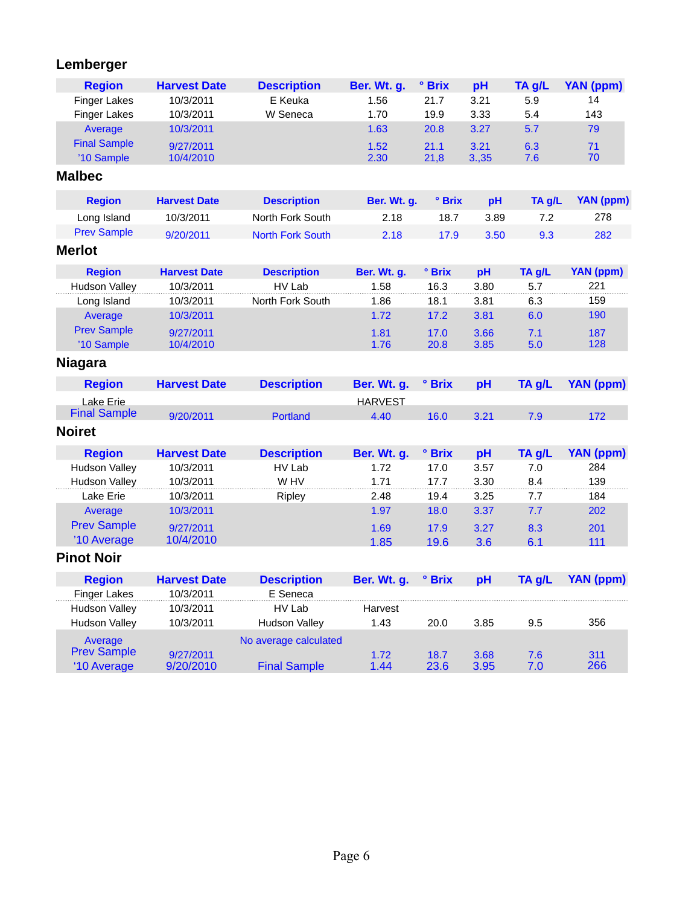## Lemberger

| Region | Harvest Date | Description | Ber. Wt. g. | ° Brix | pH | TA g/L | YAN (ppm) |
|---|---|---|---|---|---|---|---|
| Finger Lakes | 10/3/2011 | E Keuka | 1.56 | 21.7 | 3.21 | 5.9 | 14 |
| Finger Lakes | 10/3/2011 | W Seneca | 1.70 | 19.9 | 3.33 | 5.4 | 143 |
| Average | 10/3/2011 | | 1.63 | 20.8 | 3.27 | 5.7 | 79 |
| Final Sample | 9/27/2011 | | 1.52 | 21.1 | 3.21 | 6.3 | 71 |
| '10 Sample | 10/4/2010 | | 2.30 | 21,8 | 3.,35 | 7.6 | 70 |

## Malbec

| Region | Harvest Date | Description | Ber. Wt. g. | ° Brix | pH | TA g/L | YAN (ppm) |
|---|---|---|---|---|---|---|---|
| Long Island | 10/3/2011 | North Fork South | 2.18 | 18.7 | 3.89 | 7.2 | 278 |
| Prev Sample | 9/20/2011 | North Fork South | 2.18 | 17.9 | 3.50 | 9.3 | 282 |

## Merlot

| Region | Harvest Date | Description | Ber. Wt. g. | ° Brix | pH | TA g/L | YAN (ppm) |
|---|---|---|---|---|---|---|---|
| Hudson Valley | 10/3/2011 | HV Lab | 1.58 | 16.3 | 3.80 | 5.7 | 221 |
| Long Island | 10/3/2011 | North Fork South | 1.86 | 18.1 | 3.81 | 6.3 | 159 |
| Average | 10/3/2011 | | 1.72 | 17.2 | 3.81 | 6.0 | 190 |
| Prev Sample | 9/27/2011 | | 1.81 | 17.0 | 3.66 | 7.1 | 187 |
| '10 Sample | 10/4/2010 | | 1.76 | 20.8 | 3.85 | 5.0 | 128 |

## Niagara

| Region | Harvest Date | Description | Ber. Wt. g. | ° Brix | pH | TA g/L | YAN (ppm) |
|---|---|---|---|---|---|---|---|
| Lake Erie | | | HARVEST | | | | |
| Final Sample | 9/20/2011 | Portland | 4.40 | 16.0 | 3.21 | 7.9 | 172 |

## Noiret

| Region | Harvest Date | Description | Ber. Wt. g. | ° Brix | pH | TA g/L | YAN (ppm) |
|---|---|---|---|---|---|---|---|
| Hudson Valley | 10/3/2011 | HV Lab | 1.72 | 17.0 | 3.57 | 7.0 | 284 |
| Hudson Valley | 10/3/2011 | W HV | 1.71 | 17.7 | 3.30 | 8.4 | 139 |
| Lake Erie | 10/3/2011 | Ripley | 2.48 | 19.4 | 3.25 | 7.7 | 184 |
| Average | 10/3/2011 | | 1.97 | 18.0 | 3.37 | 7.7 | 202 |
| Prev Sample | 9/27/2011 | | 1.69 | 17.9 | 3.27 | 8.3 | 201 |
| '10 Average | 10/4/2010 | | 1.85 | 19.6 | 3.6 | 6.1 | 111 |

## Pinot Noir

| Region | Harvest Date | Description | Ber. Wt. g. | ° Brix | pH | TA g/L | YAN (ppm) |
|---|---|---|---|---|---|---|---|
| Finger Lakes | 10/3/2011 | E Seneca | | | | | |
| Hudson Valley | 10/3/2011 | HV Lab | Harvest | | | | |
| Hudson Valley | 10/3/2011 | Hudson Valley | 1.43 | 20.0 | 3.85 | 9.5 | 356 |
| Average | | No average calculated | | | | | |
| Prev Sample | 9/27/2011 | | 1.72 | 18.7 | 3.68 | 7.6 | 311 |
| '10 Average | 9/20/2010 | Final Sample | 1.44 | 23.6 | 3.95 | 7.0 | 266 |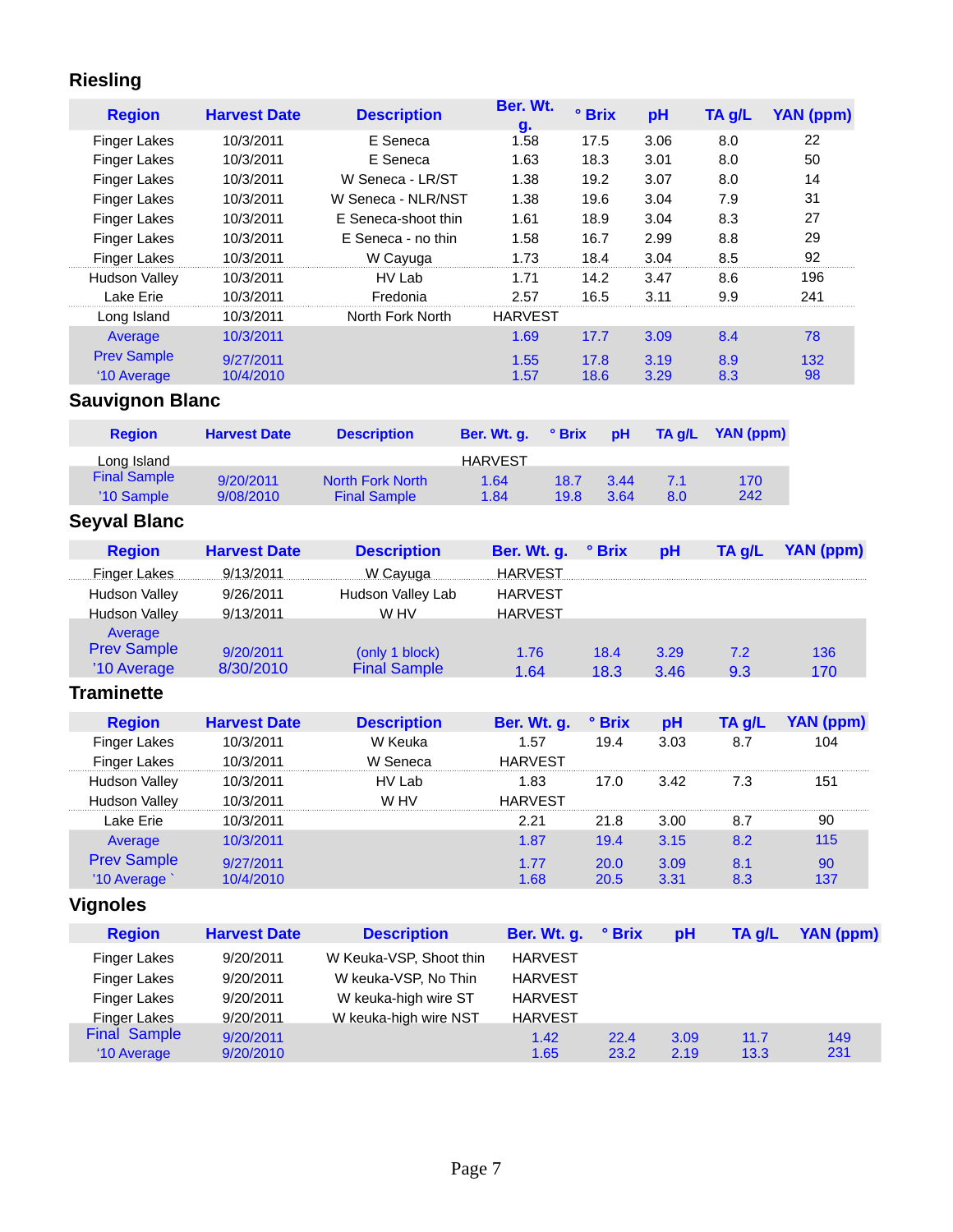## Riesling

| Region | Harvest Date | Description | Ber. Wt. g. | ° Brix | pH | TA g/L | YAN (ppm) |
|---|---|---|---|---|---|---|---|
| Finger Lakes | 10/3/2011 | E Seneca | 1.58 | 17.5 | 3.06 | 8.0 | 22 |
| Finger Lakes | 10/3/2011 | E Seneca | 1.63 | 18.3 | 3.01 | 8.0 | 50 |
| Finger Lakes | 10/3/2011 | W Seneca - LR/ST | 1.38 | 19.2 | 3.07 | 8.0 | 14 |
| Finger Lakes | 10/3/2011 | W Seneca - NLR/NST | 1.38 | 19.6 | 3.04 | 7.9 | 31 |
| Finger Lakes | 10/3/2011 | E Seneca-shoot thin | 1.61 | 18.9 | 3.04 | 8.3 | 27 |
| Finger Lakes | 10/3/2011 | E Seneca - no thin | 1.58 | 16.7 | 2.99 | 8.8 | 29 |
| Finger Lakes | 10/3/2011 | W Cayuga | 1.73 | 18.4 | 3.04 | 8.5 | 92 |
| Hudson Valley | 10/3/2011 | HV Lab | 1.71 | 14.2 | 3.47 | 8.6 | 196 |
| Lake Erie | 10/3/2011 | Fredonia | 2.57 | 16.5 | 3.11 | 9.9 | 241 |
| Long Island | 10/3/2011 | North Fork North | HARVEST | | | | |
| Average | 10/3/2011 | | 1.69 | 17.7 | 3.09 | 8.4 | 78 |
| Prev Sample | 9/27/2011 | | 1.55 | 17.8 | 3.19 | 8.9 | 132 |
| '10 Average | 10/4/2010 | | 1.57 | 18.6 | 3.29 | 8.3 | 98 |

## Sauvignon Blanc

| Region | Harvest Date | Description | Ber. Wt. g. | ° Brix | pH | TA g/L | YAN (ppm) |
|---|---|---|---|---|---|---|---|
| Long Island | | | HARVEST | | | | |
| Final Sample | 9/20/2011 | North Fork North | 1.64 | 18.7 | 3.44 | 7.1 | 170 |
| '10 Sample | 9/08/2010 | Final Sample | 1.84 | 19.8 | 3.64 | 8.0 | 242 |

## Seyval Blanc

| Region | Harvest Date | Description | Ber. Wt. g. | ° Brix | pH | TA g/L | YAN (ppm) |
|---|---|---|---|---|---|---|---|
| Finger Lakes | 9/13/2011 | W Cayuga | HARVEST | | | | |
| Hudson Valley | 9/26/2011 | Hudson Valley Lab | HARVEST | | | | |
| Hudson Valley | 9/13/2011 | W HV | HARVEST | | | | |
| Average | | | | | | | |
| Prev Sample | 9/20/2011 | (only 1 block) | 1.76 | 18.4 | 3.29 | 7.2 | 136 |
| '10 Average | 8/30/2010 | Final Sample | 1.64 | 18.3 | 3.46 | 9.3 | 170 |

## Traminette

| Region | Harvest Date | Description | Ber. Wt. g. | ° Brix | pH | TA g/L | YAN (ppm) |
|---|---|---|---|---|---|---|---|
| Finger Lakes | 10/3/2011 | W Keuka | 1.57 | 19.4 | 3.03 | 8.7 | 104 |
| Finger Lakes | 10/3/2011 | W Seneca | HARVEST | | | | |
| Hudson Valley | 10/3/2011 | HV Lab | 1.83 | 17.0 | 3.42 | 7.3 | 151 |
| Hudson Valley | 10/3/2011 | W HV | HARVEST | | | | |
| Lake Erie | 10/3/2011 | | 2.21 | 21.8 | 3.00 | 8.7 | 90 |
| Average | 10/3/2011 | | 1.87 | 19.4 | 3.15 | 8.2 | 115 |
| Prev Sample | 9/27/2011 | | 1.77 | 20.0 | 3.09 | 8.1 | 90 |
| '10 Average ` | 10/4/2010 | | 1.68 | 20.5 | 3.31 | 8.3 | 137 |

## Vignoles

| Region | Harvest Date | Description | Ber. Wt. g. | ° Brix | pH | TA g/L | YAN (ppm) |
|---|---|---|---|---|---|---|---|
| Finger Lakes | 9/20/2011 | W Keuka-VSP, Shoot thin | HARVEST | | | | |
| Finger Lakes | 9/20/2011 | W keuka-VSP, No Thin | HARVEST | | | | |
| Finger Lakes | 9/20/2011 | W keuka-high wire ST | HARVEST | | | | |
| Finger Lakes | 9/20/2011 | W keuka-high wire NST | HARVEST | | | | |
| Final Sample | 9/20/2011 | | 1.42 | 22.4 | 3.09 | 11.7 | 149 |
| '10 Average | 9/20/2010 | | 1.65 | 23.2 | 2.19 | 13.3 | 231 |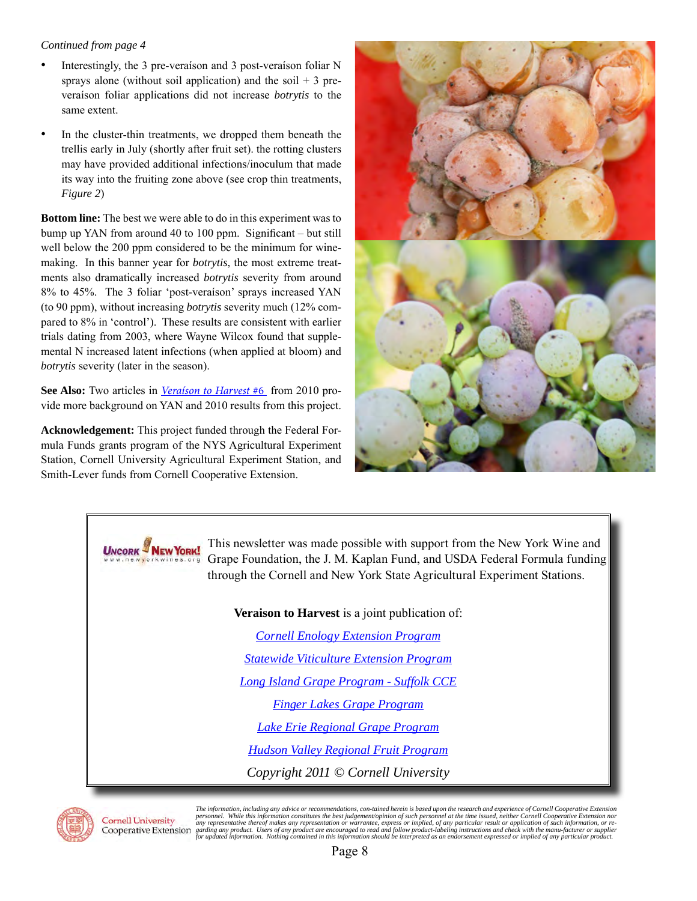*Continued from page 4*

- Interestingly, the 3 pre-veraíson and 3 post-veraíson foliar N sprays alone (without soil application) and the soil + 3 pre-veraíson foliar applications did not increase *botrytis* to the same extent.
- In the cluster-thin treatments, we dropped them beneath the trellis early in July (shortly after fruit set). the rotting clusters may have provided additional infections/inoculum that made its way into the fruiting zone above (see crop thin treatments, *Figure 2*)

**Bottom line:** The best we were able to do in this experiment was to bump up YAN from around 40 to 100 ppm. Significant – but still well below the 200 ppm considered to be the minimum for winemaking. In this banner year for *botrytis*, the most extreme treatments also dramatically increased *botrytis* severity from around 8% to 45%. The 3 foliar 'post-veraíson' sprays increased YAN (to 90 ppm), without increasing *botrytis* severity much (12% compared to 8% in 'control'). These results are consistent with earlier trials dating from 2003, where Wayne Wilcox found that supplemental N increased latent infections (when applied at bloom) and *botrytis* severity (later in the season).

**See Also:** Two articles in *Veraíson to Harvest #6* from 2010 provide more background on YAN and 2010 results from this project.

**Acknowledgement:** This project funded through the Federal Formula Funds grants program of the NYS Agricultural Experiment Station, Cornell University Agricultural Experiment Station, and Smith-Lever funds from Cornell Cooperative Extension.

UNCORK NEW YORK! www.newyorkwines.org

This newsletter was made possible with support from the New York Wine and Grape Foundation, the J. M. Kaplan Fund, and USDA Federal Formula funding through the Cornell and New York State Agricultural Experiment Stations.

**Veraison to Harvest** is a joint publication of:

Cornell Enology Extension Program

Statewide Viticulture Extension Program

Long Island Grape Program - Suffolk CCE

Finger Lakes Grape Program

Lake Erie Regional Grape Program

Hudson Valley Regional Fruit Program

*Copyright 2011 © Cornell University*

Cornell University Cooperative Extension

*The information, including any advice or recommendations, con-tained herein is based upon the research and experience of Cornell Cooperative Extension personnel. While this information constitutes the best judgement/opinion of such personnel at the time issued, neither Cornell Cooperative Extension nor any representative thereof makes any representation or warrantee, express or implied, of any particular result or application of such information, or regarding any product. Users of any product are encouraged to read and follow product-labeling instructions and check with the manu-facturer or supplier for updated information. Nothing contained in this information should be interpreted as an endorsement expressed or implied of any particular product.*